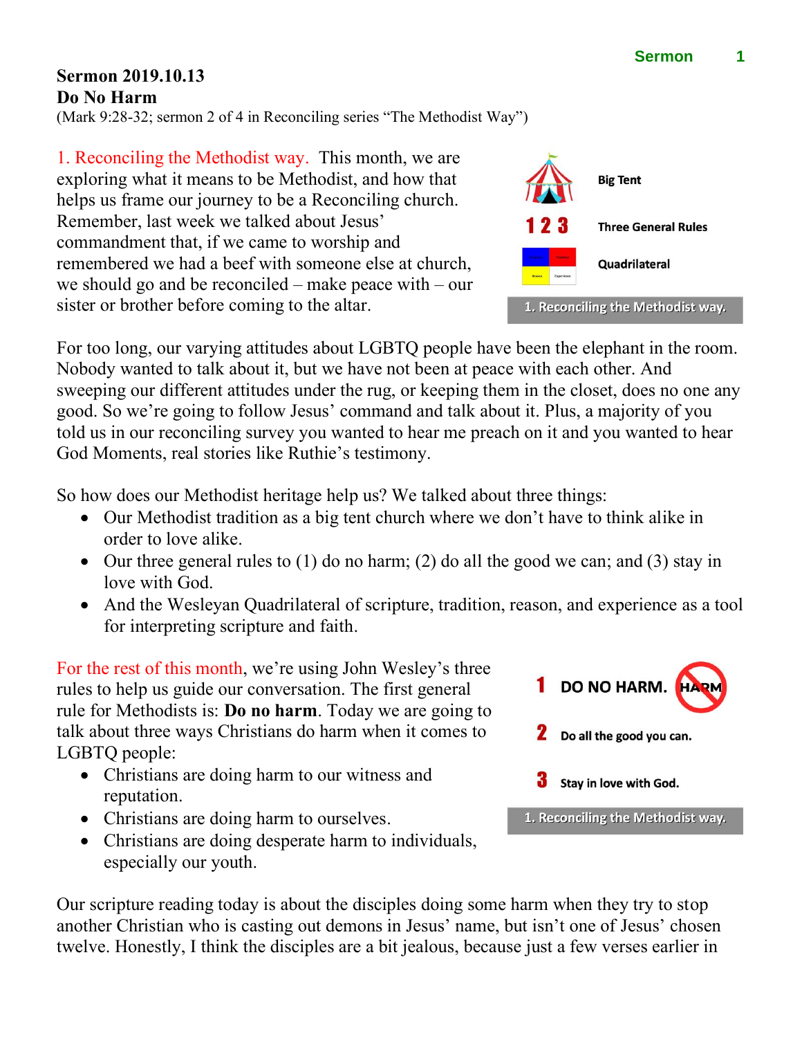**Sermon 2019.10.13**
**Do No Harm**
(Mark 9:28-32; sermon 2 of 4 in Reconciling series "The Methodist Way")

1. Reconciling the Methodist way. This month, we are exploring what it means to be Methodist, and how that helps us frame our journey to be a Reconciling church. Remember, last week we talked about Jesus' commandment that, if we came to worship and remembered we had a beef with someone else at church, we should go and be reconciled – make peace with – our sister or brother before coming to the altar.

Big Tent

1 2 3 Three General Rules

Quadrilateral

1. Reconciling the Methodist way.

For too long, our varying attitudes about LGBTQ people have been the elephant in the room. Nobody wanted to talk about it, but we have not been at peace with each other. And sweeping our different attitudes under the rug, or keeping them in the closet, does no one any good. So we're going to follow Jesus' command and talk about it. Plus, a majority of you told us in our reconciling survey you wanted to hear me preach on it and you wanted to hear God Moments, real stories like Ruthie's testimony.

So how does our Methodist heritage help us? We talked about three things:

- Our Methodist tradition as a big tent church where we don't have to think alike in order to love alike.
- Our three general rules to (1) do no harm; (2) do all the good we can; and (3) stay in love with God.
- And the Wesleyan Quadrilateral of scripture, tradition, reason, and experience as a tool for interpreting scripture and faith.

For the rest of this month, we're using John Wesley's three rules to help us guide our conversation. The first general rule for Methodists is: **Do no harm**. Today we are going to talk about three ways Christians do harm when it comes to LGBTQ people:

- Christians are doing harm to our witness and reputation.
- Christians are doing harm to ourselves.
- Christians are doing desperate harm to individuals, especially our youth.

1 DO NO HARM. HARM

2 Do all the good you can.

3 Stay in love with God.

1. Reconciling the Methodist way.

Our scripture reading today is about the disciples doing some harm when they try to stop another Christian who is casting out demons in Jesus' name, but isn't one of Jesus' chosen twelve. Honestly, I think the disciples are a bit jealous, because just a few verses earlier in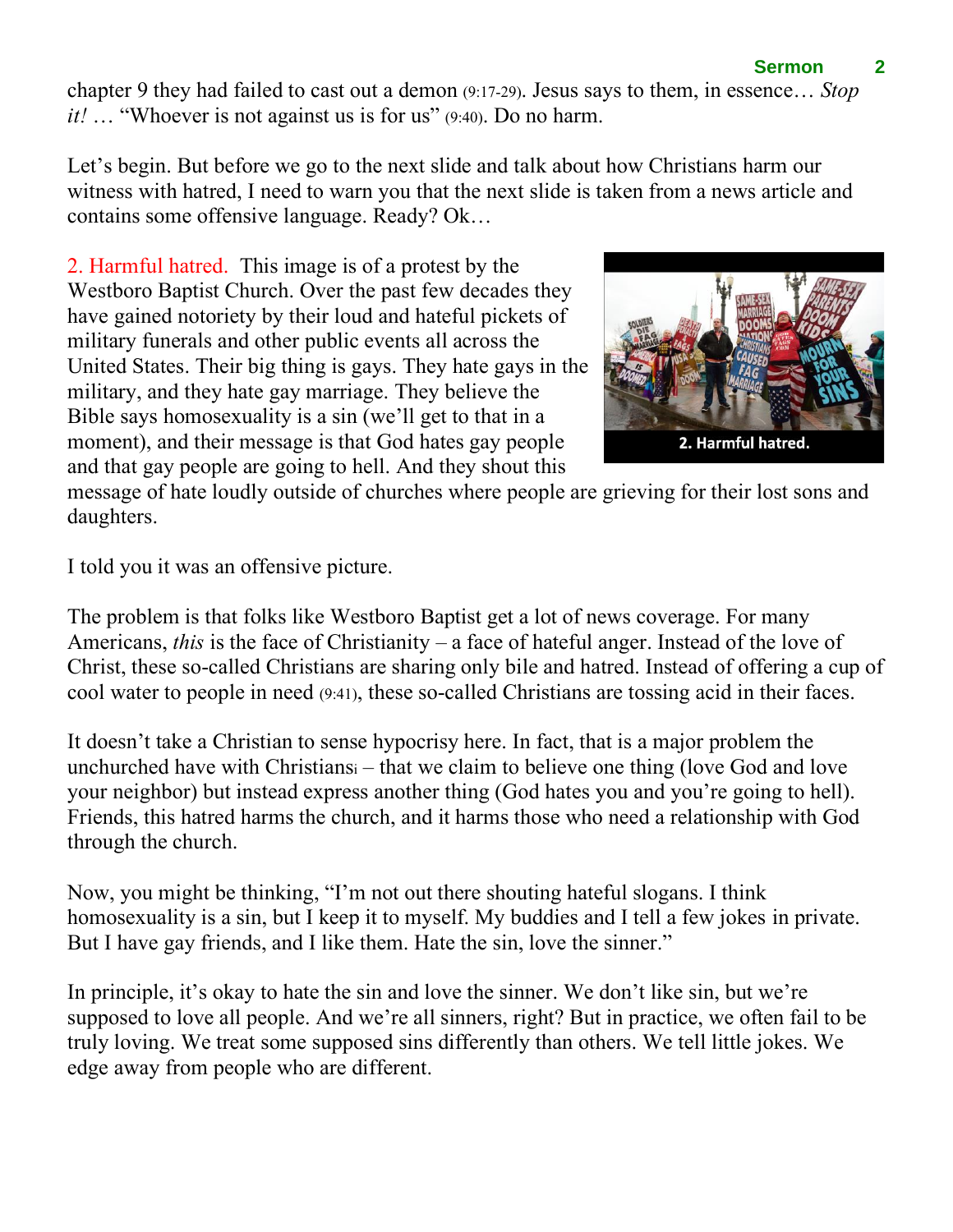chapter 9 they had failed to cast out a demon (9:17-29). Jesus says to them, in essence… *Stop it!* … "Whoever is not against us is for us" (9:40). Do no harm.

Let's begin. But before we go to the next slide and talk about how Christians harm our witness with hatred, I need to warn you that the next slide is taken from a news article and contains some offensive language. Ready? Ok…

2. Harmful hatred. This image is of a protest by the Westboro Baptist Church. Over the past few decades they have gained notoriety by their loud and hateful pickets of military funerals and other public events all across the United States. Their big thing is gays. They hate gays in the military, and they hate gay marriage. They believe the Bible says homosexuality is a sin (we'll get to that in a moment), and their message is that God hates gay people and that gay people are going to hell. And they shout this message of hate loudly outside of churches where people are grieving for their lost sons and daughters.

2. Harmful hatred.

I told you it was an offensive picture.

The problem is that folks like Westboro Baptist get a lot of news coverage. For many Americans, *this* is the face of Christianity – a face of hateful anger. Instead of the love of Christ, these so-called Christians are sharing only bile and hatred. Instead of offering a cup of cool water to people in need (9:41), these so-called Christians are tossing acid in their faces.

It doesn't take a Christian to sense hypocrisy here. In fact, that is a major problem the unchurched have with Christians[i] – that we claim to believe one thing (love God and love your neighbor) but instead express another thing (God hates you and you're going to hell). Friends, this hatred harms the church, and it harms those who need a relationship with God through the church.

Now, you might be thinking, "I'm not out there shouting hateful slogans. I think homosexuality is a sin, but I keep it to myself. My buddies and I tell a few jokes in private. But I have gay friends, and I like them. Hate the sin, love the sinner."

In principle, it's okay to hate the sin and love the sinner. We don't like sin, but we're supposed to love all people. And we're all sinners, right? But in practice, we often fail to be truly loving. We treat some supposed sins differently than others. We tell little jokes. We edge away from people who are different.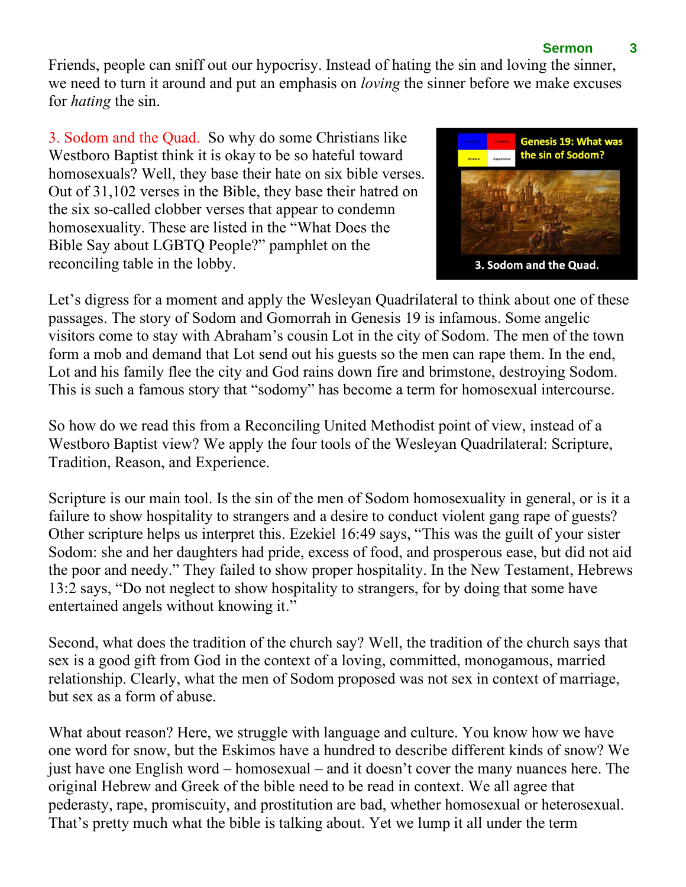Friends, people can sniff out our hypocrisy. Instead of hating the sin and loving the sinner, we need to turn it around and put an emphasis on *loving* the sinner before we make excuses for *hating* the sin.

3. Sodom and the Quad. So why do some Christians like Westboro Baptist think it is okay to be so hateful toward homosexuals? Well, they base their hate on six bible verses. Out of 31,102 verses in the Bible, they base their hatred on the six so-called clobber verses that appear to condemn homosexuality. These are listed in the "What Does the Bible Say about LGBTQ People?" pamphlet on the reconciling table in the lobby.

Let's digress for a moment and apply the Wesleyan Quadrilateral to think about one of these passages. The story of Sodom and Gomorrah in Genesis 19 is infamous. Some angelic visitors come to stay with Abraham's cousin Lot in the city of Sodom. The men of the town form a mob and demand that Lot send out his guests so the men can rape them. In the end, Lot and his family flee the city and God rains down fire and brimstone, destroying Sodom. This is such a famous story that "sodomy" has become a term for homosexual intercourse.

So how do we read this from a Reconciling United Methodist point of view, instead of a Westboro Baptist view? We apply the four tools of the Wesleyan Quadrilateral: Scripture, Tradition, Reason, and Experience.

Scripture is our main tool. Is the sin of the men of Sodom homosexuality in general, or is it a failure to show hospitality to strangers and a desire to conduct violent gang rape of guests? Other scripture helps us interpret this. Ezekiel 16:49 says, "This was the guilt of your sister Sodom: she and her daughters had pride, excess of food, and prosperous ease, but did not aid the poor and needy." They failed to show proper hospitality. In the New Testament, Hebrews 13:2 says, "Do not neglect to show hospitality to strangers, for by doing that some have entertained angels without knowing it."

Second, what does the tradition of the church say? Well, the tradition of the church says that sex is a good gift from God in the context of a loving, committed, monogamous, married relationship. Clearly, what the men of Sodom proposed was not sex in context of marriage, but sex as a form of abuse.

What about reason? Here, we struggle with language and culture. You know how we have one word for snow, but the Eskimos have a hundred to describe different kinds of snow? We just have one English word – homosexual – and it doesn't cover the many nuances here. The original Hebrew and Greek of the bible need to be read in context. We all agree that pederasty, rape, promiscuity, and prostitution are bad, whether homosexual or heterosexual. That's pretty much what the bible is talking about. Yet we lump it all under the term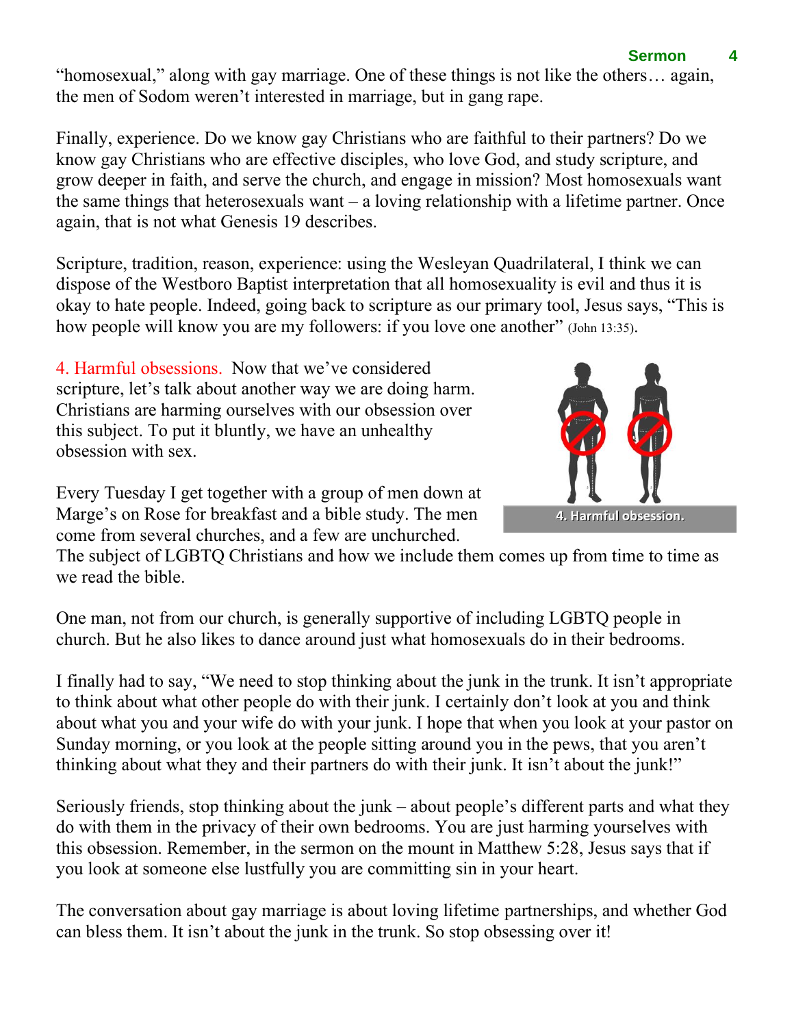"homosexual," along with gay marriage. One of these things is not like the others… again, the men of Sodom weren't interested in marriage, but in gang rape.

Finally, experience. Do we know gay Christians who are faithful to their partners? Do we know gay Christians who are effective disciples, who love God, and study scripture, and grow deeper in faith, and serve the church, and engage in mission? Most homosexuals want the same things that heterosexuals want – a loving relationship with a lifetime partner. Once again, that is not what Genesis 19 describes.

Scripture, tradition, reason, experience: using the Wesleyan Quadrilateral, I think we can dispose of the Westboro Baptist interpretation that all homosexuality is evil and thus it is okay to hate people. Indeed, going back to scripture as our primary tool, Jesus says, "This is how people will know you are my followers: if you love one another" (John 13:35).

4. Harmful obsessions. Now that we've considered scripture, let's talk about another way we are doing harm. Christians are harming ourselves with our obsession over this subject. To put it bluntly, we have an unhealthy obsession with sex.

4. Harmful obsession.

Every Tuesday I get together with a group of men down at Marge's on Rose for breakfast and a bible study. The men come from several churches, and a few are unchurched. The subject of LGBTQ Christians and how we include them comes up from time to time as we read the bible.

One man, not from our church, is generally supportive of including LGBTQ people in church. But he also likes to dance around just what homosexuals do in their bedrooms.

I finally had to say, "We need to stop thinking about the junk in the trunk. It isn't appropriate to think about what other people do with their junk. I certainly don't look at you and think about what you and your wife do with your junk. I hope that when you look at your pastor on Sunday morning, or you look at the people sitting around you in the pews, that you aren't thinking about what they and their partners do with their junk. It isn't about the junk!"

Seriously friends, stop thinking about the junk – about people's different parts and what they do with them in the privacy of their own bedrooms. You are just harming yourselves with this obsession. Remember, in the sermon on the mount in Matthew 5:28, Jesus says that if you look at someone else lustfully you are committing sin in your heart.

The conversation about gay marriage is about loving lifetime partnerships, and whether God can bless them. It isn't about the junk in the trunk. So stop obsessing over it!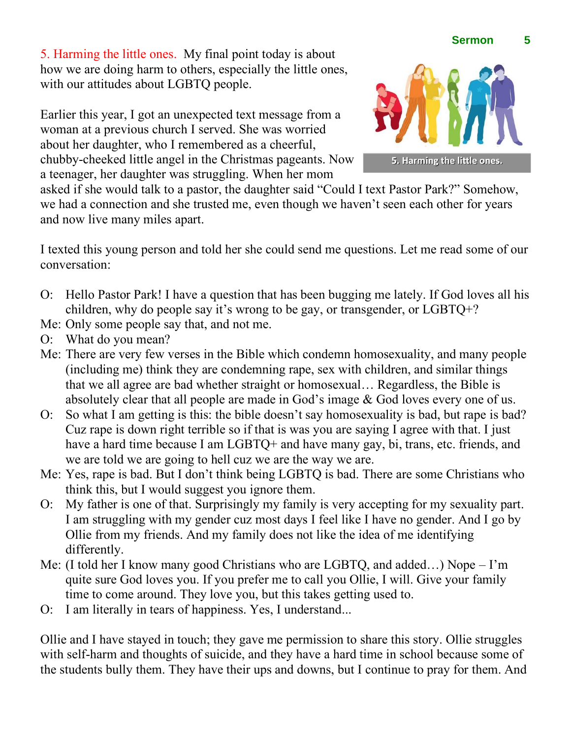5. Harming the little ones. My final point today is about how we are doing harm to others, especially the little ones, with our attitudes about LGBTQ people.

5. Harming the little ones.

Earlier this year, I got an unexpected text message from a woman at a previous church I served. She was worried about her daughter, who I remembered as a cheerful, chubby-cheeked little angel in the Christmas pageants. Now a teenager, her daughter was struggling. When her mom asked if she would talk to a pastor, the daughter said "Could I text Pastor Park?" Somehow, we had a connection and she trusted me, even though we haven't seen each other for years and now live many miles apart.

I texted this young person and told her she could send me questions. Let me read some of our conversation:

O: Hello Pastor Park! I have a question that has been bugging me lately. If God loves all his children, why do people say it's wrong to be gay, or transgender, or LGBTQ+?

Me: Only some people say that, and not me.

O: What do you mean?

Me: There are very few verses in the Bible which condemn homosexuality, and many people (including me) think they are condemning rape, sex with children, and similar things that we all agree are bad whether straight or homosexual… Regardless, the Bible is absolutely clear that all people are made in God's image & God loves every one of us.

O: So what I am getting is this: the bible doesn't say homosexuality is bad, but rape is bad? Cuz rape is down right terrible so if that is was you are saying I agree with that. I just have a hard time because I am LGBTQ+ and have many gay, bi, trans, etc. friends, and we are told we are going to hell cuz we are the way we are.

Me: Yes, rape is bad. But I don't think being LGBTQ is bad. There are some Christians who think this, but I would suggest you ignore them.

O: My father is one of that. Surprisingly my family is very accepting for my sexuality part. I am struggling with my gender cuz most days I feel like I have no gender. And I go by Ollie from my friends. And my family does not like the idea of me identifying differently.

Me: (I told her I know many good Christians who are LGBTQ, and added…) Nope – I'm quite sure God loves you. If you prefer me to call you Ollie, I will. Give your family time to come around. They love you, but this takes getting used to.

O: I am literally in tears of happiness. Yes, I understand...

Ollie and I have stayed in touch; they gave me permission to share this story. Ollie struggles with self-harm and thoughts of suicide, and they have a hard time in school because some of the students bully them. They have their ups and downs, but I continue to pray for them. And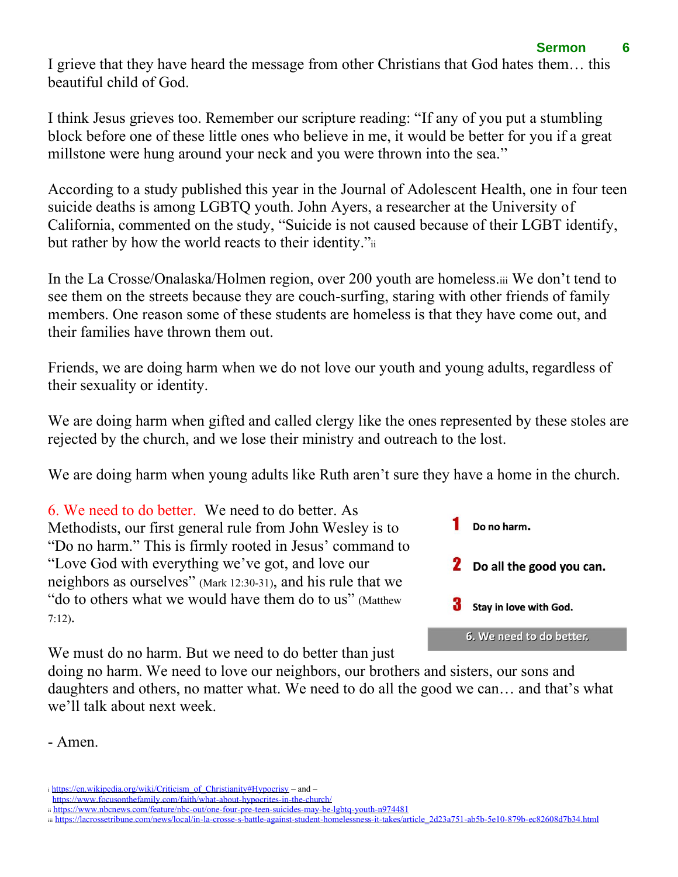I grieve that they have heard the message from other Christians that God hates them… this beautiful child of God.

I think Jesus grieves too. Remember our scripture reading: "If any of you put a stumbling block before one of these little ones who believe in me, it would be better for you if a great millstone were hung around your neck and you were thrown into the sea."

According to a study published this year in the Journal of Adolescent Health, one in four teen suicide deaths is among LGBTQ youth. John Ayers, a researcher at the University of California, commented on the study, "Suicide is not caused because of their LGBT identify, but rather by how the world reacts to their identity."[ii]

In the La Crosse/Onalaska/Holmen region, over 200 youth are homeless.[iii] We don't tend to see them on the streets because they are couch-surfing, staring with other friends of family members. One reason some of these students are homeless is that they have come out, and their families have thrown them out.

Friends, we are doing harm when we do not love our youth and young adults, regardless of their sexuality or identity.

We are doing harm when gifted and called clergy like the ones represented by these stoles are rejected by the church, and we lose their ministry and outreach to the lost.

We are doing harm when young adults like Ruth aren't sure they have a home in the church.

6. We need to do better. We need to do better. As Methodists, our first general rule from John Wesley is to "Do no harm." This is firmly rooted in Jesus' command to "Love God with everything we've got, and love our neighbors as ourselves" (Mark 12:30-31), and his rule that we "do to others what we would have them do to us" (Matthew 7:12).

1 Do no harm.

2 Do all the good you can.

3 Stay in love with God.

6. We need to do better.

We must do no harm. But we need to do better than just doing no harm. We need to love our neighbors, our brothers and sisters, our sons and daughters and others, no matter what. We need to do all the good we can… and that's what we'll talk about next week.

- Amen.

---

i https://en.wikipedia.org/wiki/Criticism_of_Christianity#Hypocrisy – and – https://www.focusonthefamily.com/faith/what-about-hypocrites-in-the-church/

ii https://www.nbcnews.com/feature/nbc-out/one-four-pre-teen-suicides-may-be-lgbtq-youth-n974481

iii https://lacrossetribune.com/news/local/in-la-crosse-s-battle-against-student-homelessness-it-takes/article_2d23a751-ab5b-5e10-879b-ec82608d7b34.html